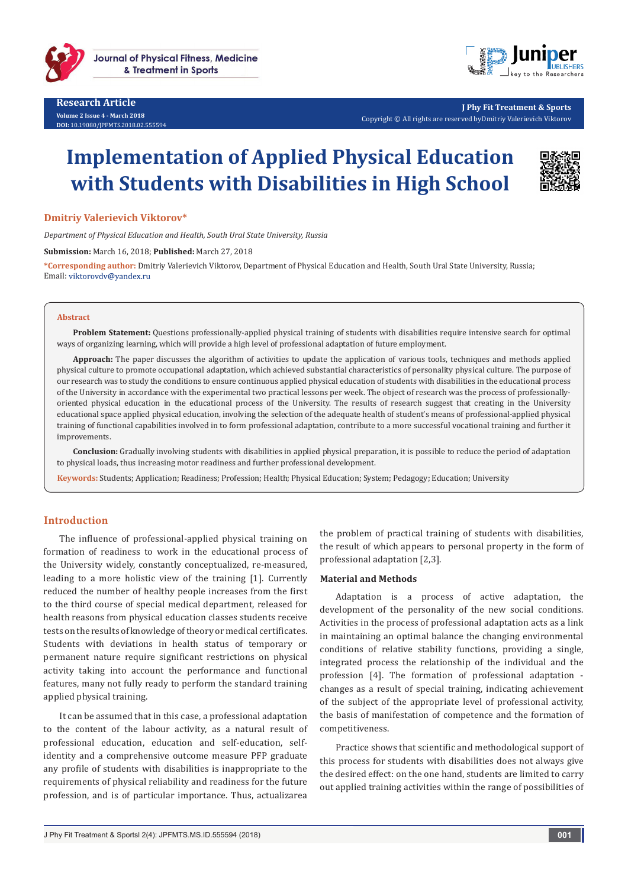Research Article

Volume 2 Issue 4 - March 2018
DOI: 10.19080/JPFMTS.2018.02.555594

J Phy Fit Treatment & Sports
Copyright © All rights are reserved byDmitriy Valerievich Viktorov

# Implementation of Applied Physical Education with Students with Disabilities in High School

**Dmitriy Valerievich Viktorov***

*Department of Physical Education and Health, South Ural State University, Russia*

**Submission:** March 16, 2018; **Published:** March 27, 2018

***Corresponding author:** Dmitriy Valerievich Viktorov, Department of Physical Education and Health, South Ural State University, Russia; Email: viktorovdv@yandex.ru

## Abstract

**Problem Statement:** Questions professionally-applied physical training of students with disabilities require intensive search for optimal ways of organizing learning, which will provide a high level of professional adaptation of future employment.

**Approach:** The paper discusses the algorithm of activities to update the application of various tools, techniques and methods applied physical culture to promote occupational adaptation, which achieved substantial characteristics of personality physical culture. The purpose of our research was to study the conditions to ensure continuous applied physical education of students with disabilities in the educational process of the University in accordance with the experimental two practical lessons per week. The object of research was the process of professionally-oriented physical education in the educational process of the University. The results of research suggest that creating in the University educational space applied physical education, involving the selection of the adequate health of student's means of professional-applied physical training of functional capabilities involved in to form professional adaptation, contribute to a more successful vocational training and further it improvements.

**Conclusion:** Gradually involving students with disabilities in applied physical preparation, it is possible to reduce the period of adaptation to physical loads, thus increasing motor readiness and further professional development.

**Keywords:** Students; Application; Readiness; Profession; Health; Physical Education; System; Pedagogy; Education; University

## Introduction

The influence of professional-applied physical training on formation of readiness to work in the educational process of the University widely, constantly conceptualized, re-measured, leading to a more holistic view of the training [1]. Currently reduced the number of healthy people increases from the first to the third course of special medical department, released for health reasons from physical education classes students receive tests on the results of knowledge of theory or medical certificates. Students with deviations in health status of temporary or permanent nature require significant restrictions on physical activity taking into account the performance and functional features, many not fully ready to perform the standard training applied physical training.

It can be assumed that in this case, a professional adaptation to the content of the labour activity, as a natural result of professional education, education and self-education, self-identity and a comprehensive outcome measure PFP graduate any profile of students with disabilities is inappropriate to the requirements of physical reliability and readiness for the future profession, and is of particular importance. Thus, actualizarea the problem of practical training of students with disabilities, the result of which appears to personal property in the form of professional adaptation [2,3].

### Material and Methods

Adaptation is a process of active adaptation, the development of the personality of the new social conditions. Activities in the process of professional adaptation acts as a link in maintaining an optimal balance the changing environmental conditions of relative stability functions, providing a single, integrated process the relationship of the individual and the profession [4]. The formation of professional adaptation - changes as a result of special training, indicating achievement of the subject of the appropriate level of professional activity, the basis of manifestation of competence and the formation of competitiveness.

Practice shows that scientific and methodological support of this process for students with disabilities does not always give the desired effect: on the one hand, students are limited to carry out applied training activities within the range of possibilities of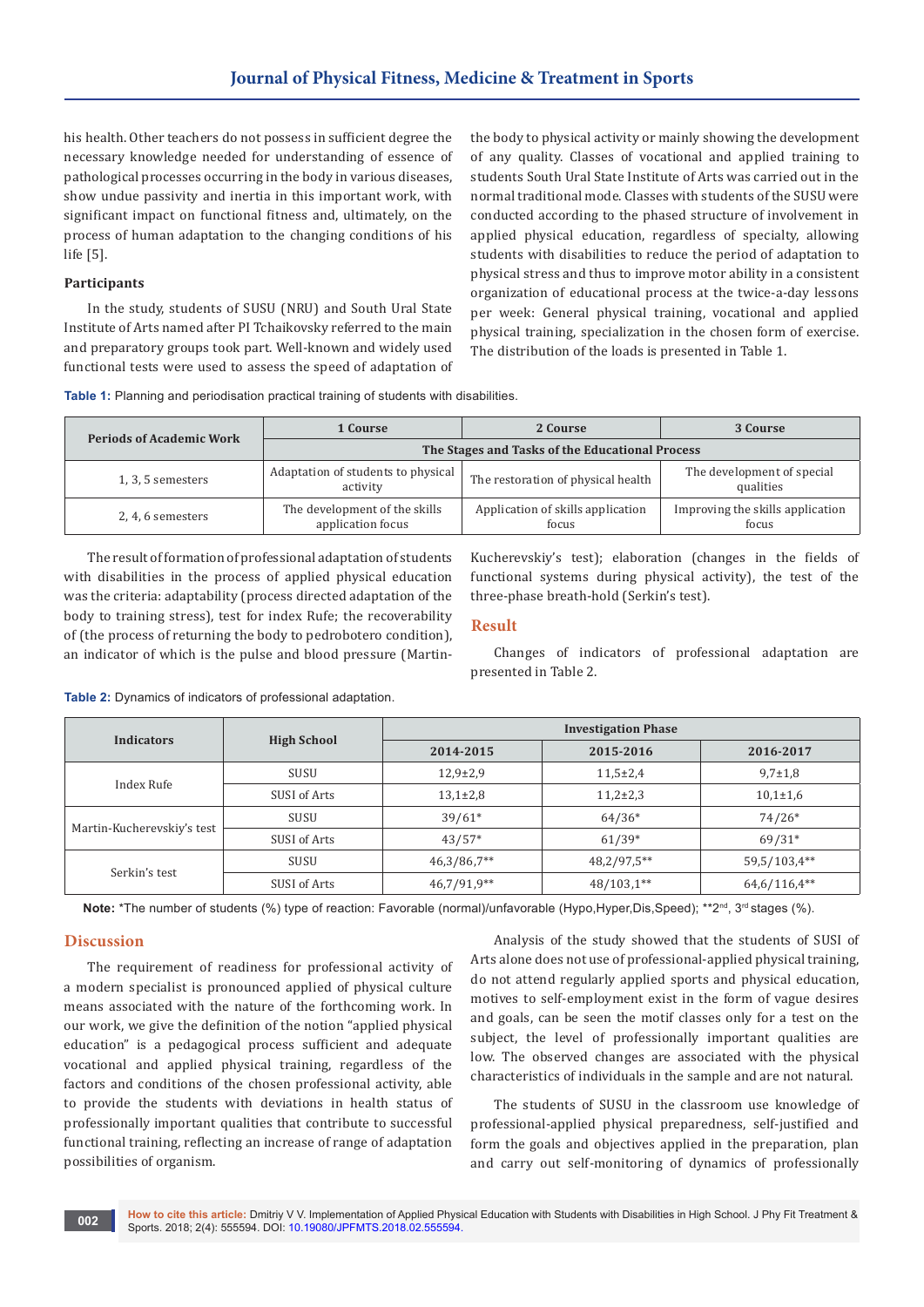his health. Other teachers do not possess in sufficient degree the necessary knowledge needed for understanding of essence of pathological processes occurring in the body in various diseases, show undue passivity and inertia in this important work, with significant impact on functional fitness and, ultimately, on the process of human adaptation to the changing conditions of his life [5].

### Participants

In the study, students of SUSU (NRU) and South Ural State Institute of Arts named after PI Tchaikovsky referred to the main and preparatory groups took part. Well-known and widely used functional tests were used to assess the speed of adaptation of the body to physical activity or mainly showing the development of any quality. Classes of vocational and applied training to students South Ural State Institute of Arts was carried out in the normal traditional mode. Classes with students of the SUSU were conducted according to the phased structure of involvement in applied physical education, regardless of specialty, allowing students with disabilities to reduce the period of adaptation to physical stress and thus to improve motor ability in a consistent organization of educational process at the twice-a-day lessons per week: General physical training, vocational and applied physical training, specialization in the chosen form of exercise. The distribution of the loads is presented in Table 1.

**Table 1:** Planning and periodisation practical training of students with disabilities.

| Periods of Academic Work | 1 Course | 2 Course | 3 Course |
|---|---|---|---|
| | The Stages and Tasks of the Educational Process | | |
| 1, 3, 5 semesters | Adaptation of students to physical activity | The restoration of physical health | The development of special qualities |
| 2, 4, 6 semesters | The development of the skills application focus | Application of skills application focus | Improving the skills application focus |

The result of formation of professional adaptation of students with disabilities in the process of applied physical education was the criteria: adaptability (process directed adaptation of the body to training stress), test for index Rufe; the recoverability of (the process of returning the body to pedrobotero condition), an indicator of which is the pulse and blood pressure (Martin-Kucherevskiy's test); elaboration (changes in the fields of functional systems during physical activity), the test of the three-phase breath-hold (Serkin's test).

## Result

Changes of indicators of professional adaptation are presented in Table 2.

**Table 2:** Dynamics of indicators of professional adaptation.

| Indicators | High School | Investigation Phase | | |
|---|---|---|---|---|
| | | 2014-2015 | 2015-2016 | 2016-2017 |
| Index Rufe | SUSU | 12,9±2,9 | 11,5±2,4 | 9,7±1,8 |
| | SUSI of Arts | 13,1±2,8 | 11,2±2,3 | 10,1±1,6 |
| Martin-Kucherevskiy's test | SUSU | 39/61* | 64/36* | 74/26* |
| | SUSI of Arts | 43/57* | 61/39* | 69/31* |
| Serkin's test | SUSU | 46,3/86,7** | 48,2/97,5** | 59,5/103,4** |
| | SUSI of Arts | 46,7/91,9** | 48/103,1** | 64,6/116,4** |

**Note:** *The number of students (%) type of reaction: Favorable (normal)/unfavorable (Hypo,Hyper,Dis,Speed); **2nd, 3rd stages (%).

## Discussion

The requirement of readiness for professional activity of a modern specialist is pronounced applied of physical culture means associated with the nature of the forthcoming work. In our work, we give the definition of the notion "applied physical education" is a pedagogical process sufficient and adequate vocational and applied physical training, regardless of the factors and conditions of the chosen professional activity, able to provide the students with deviations in health status of professionally important qualities that contribute to successful functional training, reflecting an increase of range of adaptation possibilities of organism.

Analysis of the study showed that the students of SUSI of Arts alone does not use of professional-applied physical training, do not attend regularly applied sports and physical education, motives to self-employment exist in the form of vague desires and goals, can be seen the motif classes only for a test on the subject, the level of professionally important qualities are low. The observed changes are associated with the physical characteristics of individuals in the sample and are not natural.

The students of SUSU in the classroom use knowledge of professional-applied physical preparedness, self-justified and form the goals and objectives applied in the preparation, plan and carry out self-monitoring of dynamics of professionally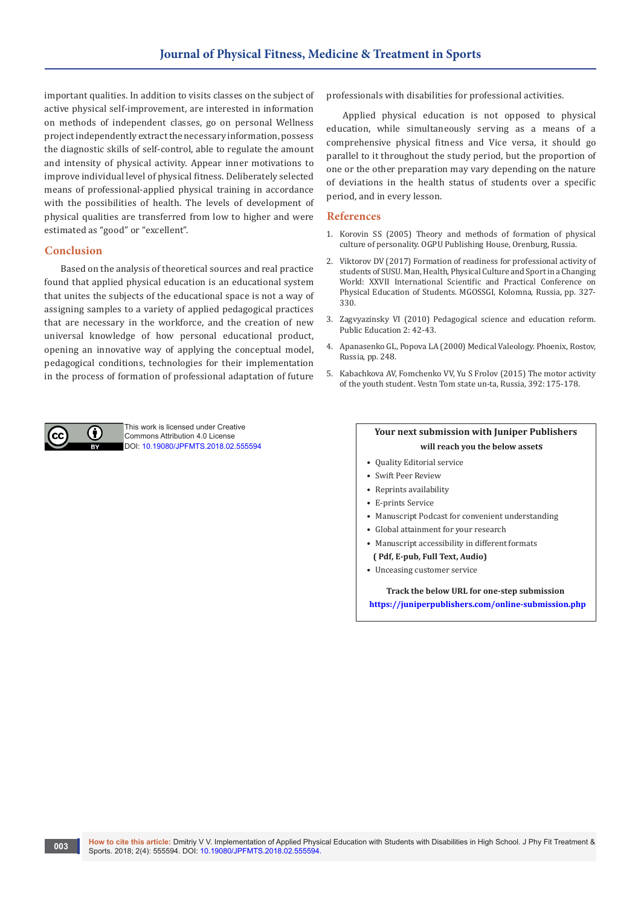important qualities. In addition to visits classes on the subject of active physical self-improvement, are interested in information on methods of independent classes, go on personal Wellness project independently extract the necessary information, possess the diagnostic skills of self-control, able to regulate the amount and intensity of physical activity. Appear inner motivations to improve individual level of physical fitness. Deliberately selected means of professional-applied physical training in accordance with the possibilities of health. The levels of development of physical qualities are transferred from low to higher and were estimated as "good" or "excellent".

## Conclusion

Based on the analysis of theoretical sources and real practice found that applied physical education is an educational system that unites the subjects of the educational space is not a way of assigning samples to a variety of applied pedagogical practices that are necessary in the workforce, and the creation of new universal knowledge of how personal educational product, opening an innovative way of applying the conceptual model, pedagogical conditions, technologies for their implementation in the process of formation of professional adaptation of future professionals with disabilities for professional activities.

Applied physical education is not opposed to physical education, while simultaneously serving as a means of a comprehensive physical fitness and Vice versa, it should go parallel to it throughout the study period, but the proportion of one or the other preparation may vary depending on the nature of deviations in the health status of students over a specific period, and in every lesson.

## References

1. Korovin SS (2005) Theory and methods of formation of physical culture of personality. OGPU Publishing House, Orenburg, Russia.
2. Viktorov DV (2017) Formation of readiness for professional activity of students of SUSU. Man, Health, Physical Culture and Sport in a Changing World: XXVII International Scientific and Practical Conference on Physical Education of Students. MGOSSGI, Kolomna, Russia, pp. 327-330.
3. Zagvyazinsky VI (2010) Pedagogical science and education reform. Public Education 2: 42-43.
4. Apanasenko GL, Popova LA (2000) Medical Valeology. Phoenix, Rostov, Russia, pp. 248.
5. Kabachkova AV, Fomchenko VV, Yu S Frolov (2015) The motor activity of the youth student. Vestn Tom state un-ta, Russia, 392: 175-178.

This work is licensed under Creative Commons Attribution 4.0 License
DOI: 10.19080/JPFMTS.2018.02.555594

**Your next submission with Juniper Publishers will reach you the below assets**

- Quality Editorial service
- Swift Peer Review
- Reprints availability
- E-prints Service
- Manuscript Podcast for convenient understanding
- Global attainment for your research
- Manuscript accessibility in different formats **( Pdf, E-pub, Full Text, Audio)**
- Unceasing customer service

**Track the below URL for one-step submission**
**https://juniperpublishers.com/online-submission.php**

**How to cite this article:** Dmitriy V V. Implementation of Applied Physical Education with Students with Disabilities in High School. J Phy Fit Treatment & Sports. 2018; 2(4): 555594. DOI: 10.19080/JPFMTS.2018.02.555594.